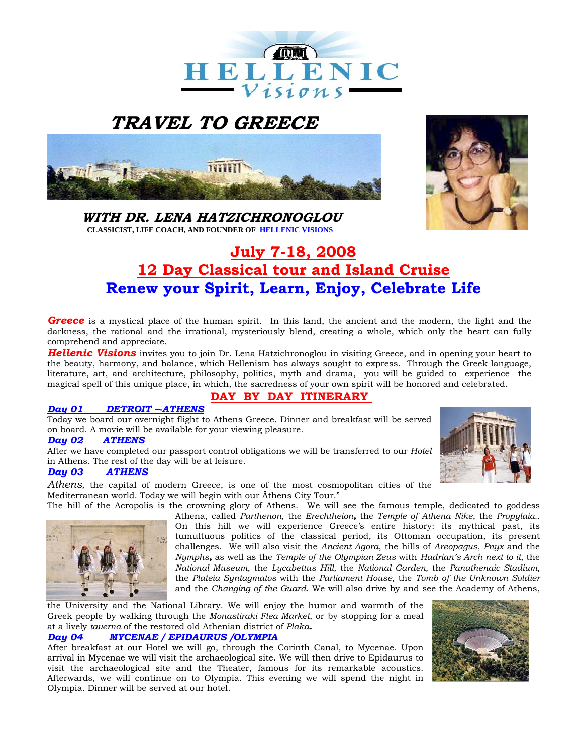# HELLENIC Visions

# TRAVEL TO GREECE

### *WITH DR. LENA HATZICHRONOGLOU*

**CLASSICIST, LIFE COACH, AND FOUNDER OF HELLENIC VISIONS**

## July 7-18, 2008

## 12 Day Classical tour and Island Cruise

## Renew your Spirit, Learn, Enjoy, Celebrate Life

***Greece*** is a mystical place of the human spirit. In this land, the ancient and the modern, the light and the darkness, the rational and the irrational, mysteriously blend, creating a whole, which only the heart can fully comprehend and appreciate.

***Hellenic Visions*** invites you to join Dr. Lena Hatzichronoglou in visiting Greece, and in opening your heart to the beauty, harmony, and balance, which Hellenism has always sought to express. Through the Greek language, literature, art, and architecture, philosophy, politics, myth and drama, you will be guided to experience the magical spell of this unique place, in which, the sacredness of your own spirit will be honored and celebrated.

## DAY BY DAY ITINERARY

### *Day 01 DETROIT –-ATHENS*

Today we board our overnight flight to Athens Greece. Dinner and breakfast will be served on board. A movie will be available for your viewing pleasure.

### *Day 02 ATHENS*

After we have completed our passport control obligations we will be transferred to our *Hotel* in Athens. The rest of the day will be at leisure.

### *Day 03 ATHENS*

*Athens,* the capital of modern Greece, is one of the most cosmopolitan cities of the Mediterranean world. Today we will begin with our Äthens City Tour."

The hill of the Acropolis is the crowning glory of Athens. We will see the famous temple, dedicated to goddess Athena, called *Parthenon*, the *Erechtheion***,** the *Temple of Athena Nike*, the *Propylaia.*. On this hill we will experience Greece's entire history: its mythical past, its tumultuous politics of the classical period, its Ottoman occupation, its present challenges. We will also visit the *Ancient Agora*, the hills of *Areopagus, Pnyx* and the *Nymphs***,** as well as the *Temple of the Olympian Zeus* with *Hadrian's Arch next to it*, the *National Museum*, the *Lycabettus Hill,* the *National Garden,* the *Panathenaic Stadium,* the *Plateia Syntagmatos* with the *Parliament House*, the *Tomb of the Unknown Soldier* and the *Changing of the Guard*. We will also drive by and see the Academy of Athens, the University and the National Library. We will enjoy the humor and warmth of the Greek people by walking through the *Monastiraki Flea Market*, or by stopping for a meal at a lively *taverna* of the restored old Athenian district of *Plaka***.**

### *Day 04 MYCENAE / EPIDAURUS /OLYMPIA*

After breakfast at our Hotel we will go, through the Corinth Canal, to Mycenae. Upon arrival in Mycenae we will visit the archaeological site. We will then drive to Epidaurus to visit the archaeological site and the Theater, famous for its remarkable acoustics. Afterwards, we will continue on to Olympia. This evening we will spend the night in Olympia. Dinner will be served at our hotel.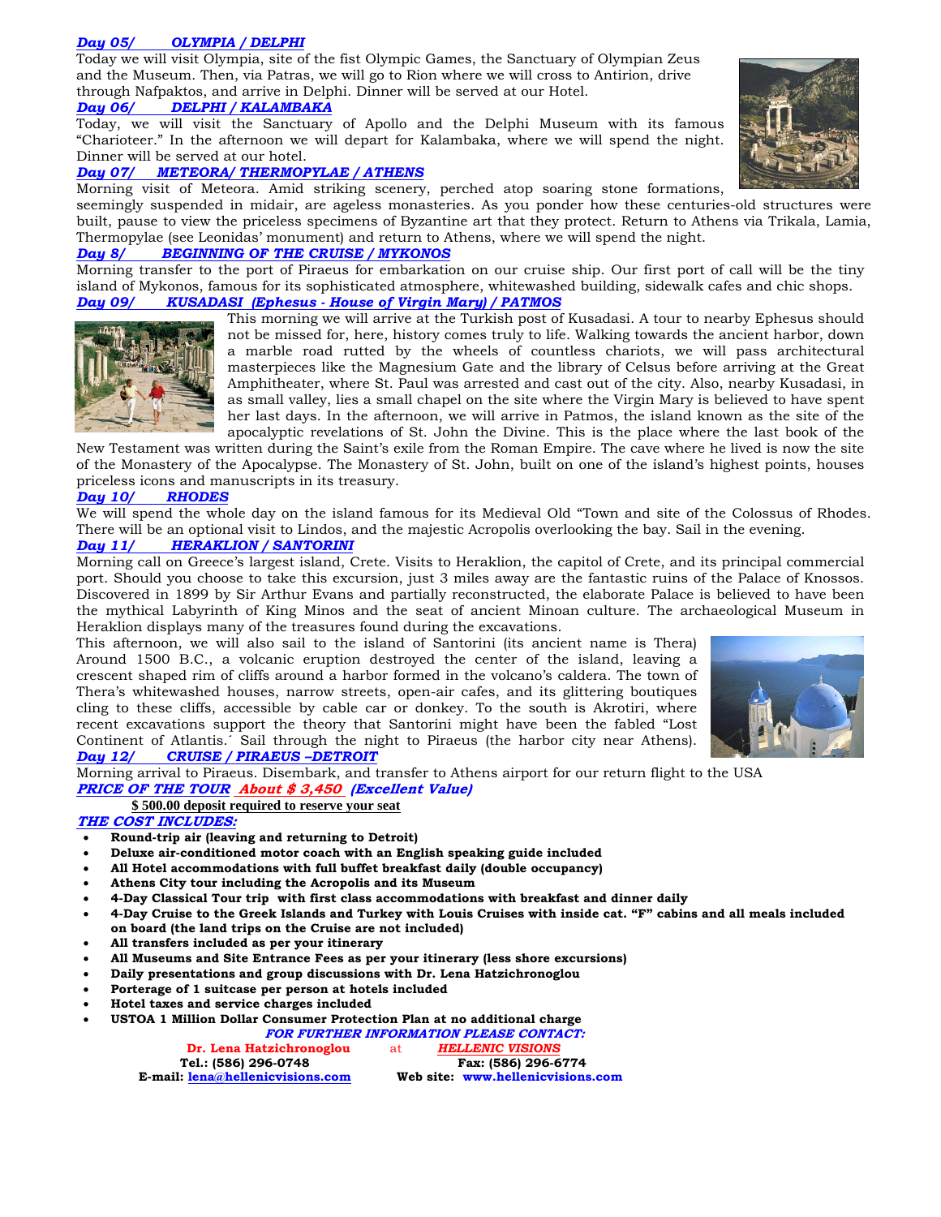***Day 05/ OLYMPIA / DELPHI***

Today we will visit Olympia, site of the fist Olympic Games, the Sanctuary of Olympian Zeus and the Museum. Then, via Patras, we will go to Rion where we will cross to Antirion, drive through Nafpaktos, and arrive in Delphi. Dinner will be served at our Hotel.

***Day 06/ DELPHI / KALAMBAKA***

Today, we will visit the Sanctuary of Apollo and the Delphi Museum with its famous "Charioteer." In the afternoon we will depart for Kalambaka, where we will spend the night. Dinner will be served at our hotel.

***Day 07/ METEORA/ THERMOPYLAE / ATHENS***

Morning visit of Meteora. Amid striking scenery, perched atop soaring stone formations, seemingly suspended in midair, are ageless monasteries. As you ponder how these centuries-old structures were built, pause to view the priceless specimens of Byzantine art that they protect. Return to Athens via Trikala, Lamia, Thermopylae (see Leonidas' monument) and return to Athens, where we will spend the night.

***Day 8/ BEGINNING OF THE CRUISE / MYKONOS***

Morning transfer to the port of Piraeus for embarkation on our cruise ship. Our first port of call will be the tiny island of Mykonos, famous for its sophisticated atmosphere, whitewashed building, sidewalk cafes and chic shops.

***Day 09/ KUSADASI (Ephesus - House of Virgin Mary) / PATMOS***

This morning we will arrive at the Turkish post of Kusadasi. A tour to nearby Ephesus should not be missed for, here, history comes truly to life. Walking towards the ancient harbor, down a marble road rutted by the wheels of countless chariots, we will pass architectural masterpieces like the Magnesium Gate and the library of Celsus before arriving at the Great Amphitheater, where St. Paul was arrested and cast out of the city. Also, nearby Kusadasi, in as small valley, lies a small chapel on the site where the Virgin Mary is believed to have spent her last days. In the afternoon, we will arrive in Patmos, the island known as the site of the apocalyptic revelations of St. John the Divine. This is the place where the last book of the New Testament was written during the Saint's exile from the Roman Empire. The cave where he lived is now the site of the Monastery of the Apocalypse. The Monastery of St. John, built on one of the island's highest points, houses priceless icons and manuscripts in its treasury.

***Day 10/ RHODES***

We will spend the whole day on the island famous for its Medieval Old "Town and site of the Colossus of Rhodes. There will be an optional visit to Lindos, and the majestic Acropolis overlooking the bay. Sail in the evening.

***Day 11/ HERAKLION / SANTORINI***

Morning call on Greece's largest island, Crete. Visits to Heraklion, the capitol of Crete, and its principal commercial port. Should you choose to take this excursion, just 3 miles away are the fantastic ruins of the Palace of Knossos. Discovered in 1899 by Sir Arthur Evans and partially reconstructed, the elaborate Palace is believed to have been the mythical Labyrinth of King Minos and the seat of ancient Minoan culture. The archaeological Museum in Heraklion displays many of the treasures found during the excavations.

This afternoon, we will also sail to the island of Santorini (its ancient name is Thera) Around 1500 B.C., a volcanic eruption destroyed the center of the island, leaving a crescent shaped rim of cliffs around a harbor formed in the volcano's caldera. The town of Thera's whitewashed houses, narrow streets, open-air cafes, and its glittering boutiques cling to these cliffs, accessible by cable car or donkey. To the south is Akrotiri, where recent excavations support the theory that Santorini might have been the fabled "Lost Continent of Atlantis.´ Sail through the night to Piraeus (the harbor city near Athens).

***Day 12/ CRUISE / PIRAEUS –DETROIT***

Morning arrival to Piraeus. Disembark, and transfer to Athens airport for our return flight to the USA

***PRICE OF THE TOUR About $ 3,450 (Excellent Value)***

**$ 500.00 deposit required to reserve your seat**

***THE COST INCLUDES:***

- **Round-trip air (leaving and returning to Detroit)**
- **Deluxe air-conditioned motor coach with an English speaking guide included**
- **All Hotel accommodations with full buffet breakfast daily (double occupancy)**
- **Athens City tour including the Acropolis and its Museum**
- **4-Day Classical Tour trip with first class accommodations with breakfast and dinner daily**
- **4-Day Cruise to the Greek Islands and Turkey with Louis Cruises with inside cat. "F" cabins and all meals included on board (the land trips on the Cruise are not included)**
- **All transfers included as per your itinerary**
- **All Museums and Site Entrance Fees as per your itinerary (less shore excursions)**
- **Daily presentations and group discussions with Dr. Lena Hatzichronoglou**
- **Porterage of 1 suitcase per person at hotels included**
- **Hotel taxes and service charges included**
- **USTOA 1 Million Dollar Consumer Protection Plan at no additional charge**

***FOR FURTHER INFORMATION PLEASE CONTACT:***

**Dr. Lena Hatzichronoglou** at ***HELLENIC VISIONS***

**Tel.: (586) 296-0748** **Fax: (586) 296-6774**

**E-mail: lena@hellenicvisions.com** **Web site: www.hellenicvisions.com**